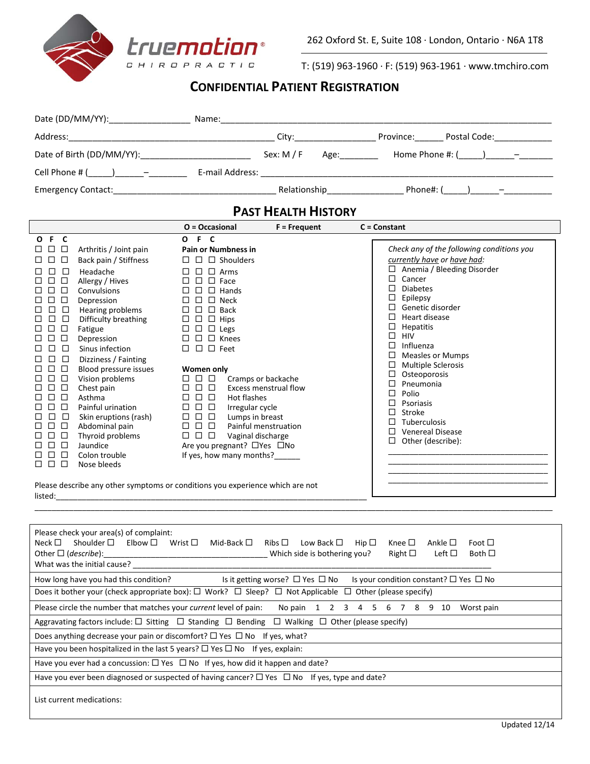truemotion®
CHIROPRACTIC

262 Oxford St. E, Suite 108 · London, Ontario · N6A 1T8

T: (519) 963-1960 · F: (519) 963-1961 · www.tmchiro.com

# CONFIDENTIAL PATIENT REGISTRATION

Date (DD/MM/YY):________________ Name:______________________________________________________________

Address:__________________________________________ City:________________ Province:______ Postal Code:____________

Date of Birth (DD/MM/YY):______________________ Sex: M / F Age:________ Home Phone #: (_____)______–_______

Cell Phone # (_____)______–________ E-mail Address: ____________________________________________________________

Emergency Contact:________________________________ Relationship_______________ Phone#: (_____)______–__________

## PAST HEALTH HISTORY

O = Occasional F = Frequent C = Constant

| O | F | C | |
|---|---|---|---|
| ☐ | ☐ | ☐ | Arthritis / Joint pain |
| ☐ | ☐ | ☐ | Back pain / Stiffness |
| ☐ | ☐ | ☐ | Headache |
| ☐ | ☐ | ☐ | Allergy / Hives |
| ☐ | ☐ | ☐ | Convulsions |
| ☐ | ☐ | ☐ | Depression |
| ☐ | ☐ | ☐ | Hearing problems |
| ☐ | ☐ | ☐ | Difficulty breathing |
| ☐ | ☐ | ☐ | Fatigue |
| ☐ | ☐ | ☐ | Depression |
| ☐ | ☐ | ☐ | Sinus infection |
| ☐ | ☐ | ☐ | Dizziness / Fainting |
| ☐ | ☐ | ☐ | Blood pressure issues |
| ☐ | ☐ | ☐ | Vision problems |
| ☐ | ☐ | ☐ | Chest pain |
| ☐ | ☐ | ☐ | Asthma |
| ☐ | ☐ | ☐ | Painful urination |
| ☐ | ☐ | ☐ | Skin eruptions (rash) |
| ☐ | ☐ | ☐ | Abdominal pain |
| ☐ | ☐ | ☐ | Thyroid problems |
| ☐ | ☐ | ☐ | Jaundice |
| ☐ | ☐ | ☐ | Colon trouble |
| ☐ | ☐ | ☐ | Nose bleeds |

**Pain or Numbness in**

| O | F | C | |
|---|---|---|---|
| ☐ | ☐ | ☐ | Shoulders |
| ☐ | ☐ | ☐ | Arms |
| ☐ | ☐ | ☐ | Face |
| ☐ | ☐ | ☐ | Hands |
| ☐ | ☐ | ☐ | Neck |
| ☐ | ☐ | ☐ | Back |
| ☐ | ☐ | ☐ | Hips |
| ☐ | ☐ | ☐ | Legs |
| ☐ | ☐ | ☐ | Knees |
| ☐ | ☐ | ☐ | Feet |

**Women only**

| O | F | C | |
|---|---|---|---|
| ☐ | ☐ | ☐ | Cramps or backache |
| ☐ | ☐ | ☐ | Excess menstrual flow |
| ☐ | ☐ | ☐ | Hot flashes |
| ☐ | ☐ | ☐ | Irregular cycle |
| ☐ | ☐ | ☐ | Lumps in breast |
| ☐ | ☐ | ☐ | Painful menstruation |
| ☐ | ☐ | ☐ | Vaginal discharge |

Are you pregnant? ☐Yes ☐No
If yes, how many months?______

*Check any of the following conditions you <u>currently have</u> or <u>have had</u>:*

- ☐ Anemia / Bleeding Disorder
- ☐ Cancer
- ☐ Diabetes
- ☐ Epilepsy
- ☐ Genetic disorder
- ☐ Heart disease
- ☐ Hepatitis
- ☐ HIV
- ☐ Influenza
- ☐ Measles or Mumps
- ☐ Multiple Sclerosis
- ☐ Osteoporosis
- ☐ Pneumonia
- ☐ Polio
- ☐ Psoriasis
- ☐ Stroke
- ☐ Tuberculosis
- ☐ Venereal Disease
- ☐ Other (describe):

___________________________________
___________________________________
___________________________________
___________________________________

Please describe any other symptoms or conditions you experience which are not listed:___________________________________________________________________
_____________________________________________________________________________________________________________

Please check your area(s) of complaint:
Neck ☐ Shoulder ☐ Elbow ☐ Wrist ☐ Mid-Back ☐ Ribs ☐ Low Back ☐ Hip ☐ Knee ☐ Ankle ☐ Foot ☐
Other ☐ (*describe*):___________________________________ Which side is bothering you? Right ☐ Left ☐ Both ☐
What was the initial cause? _____________________________________________________________________________

How long have you had this condition? Is it getting worse? ☐ Yes ☐ No Is your condition constant? ☐ Yes ☐ No

Does it bother your (check appropriate box): ☐ Work? ☐ Sleep? ☐ Not Applicable ☐ Other (please specify)

Please circle the number that matches your *current* level of pain: No pain 1 2 3 4 5 6 7 8 9 10 Worst pain

Aggravating factors include: ☐ Sitting ☐ Standing ☐ Bending ☐ Walking ☐ Other (please specify)

Does anything decrease your pain or discomfort? ☐ Yes ☐ No If yes, what?

Have you been hospitalized in the last 5 years? ☐ Yes ☐ No If yes, explain:

Have you ever had a concussion: ☐ Yes ☐ No If yes, how did it happen and date?

Have you ever been diagnosed or suspected of having cancer? ☐ Yes ☐ No If yes, type and date?

List current medications:

Updated 12/14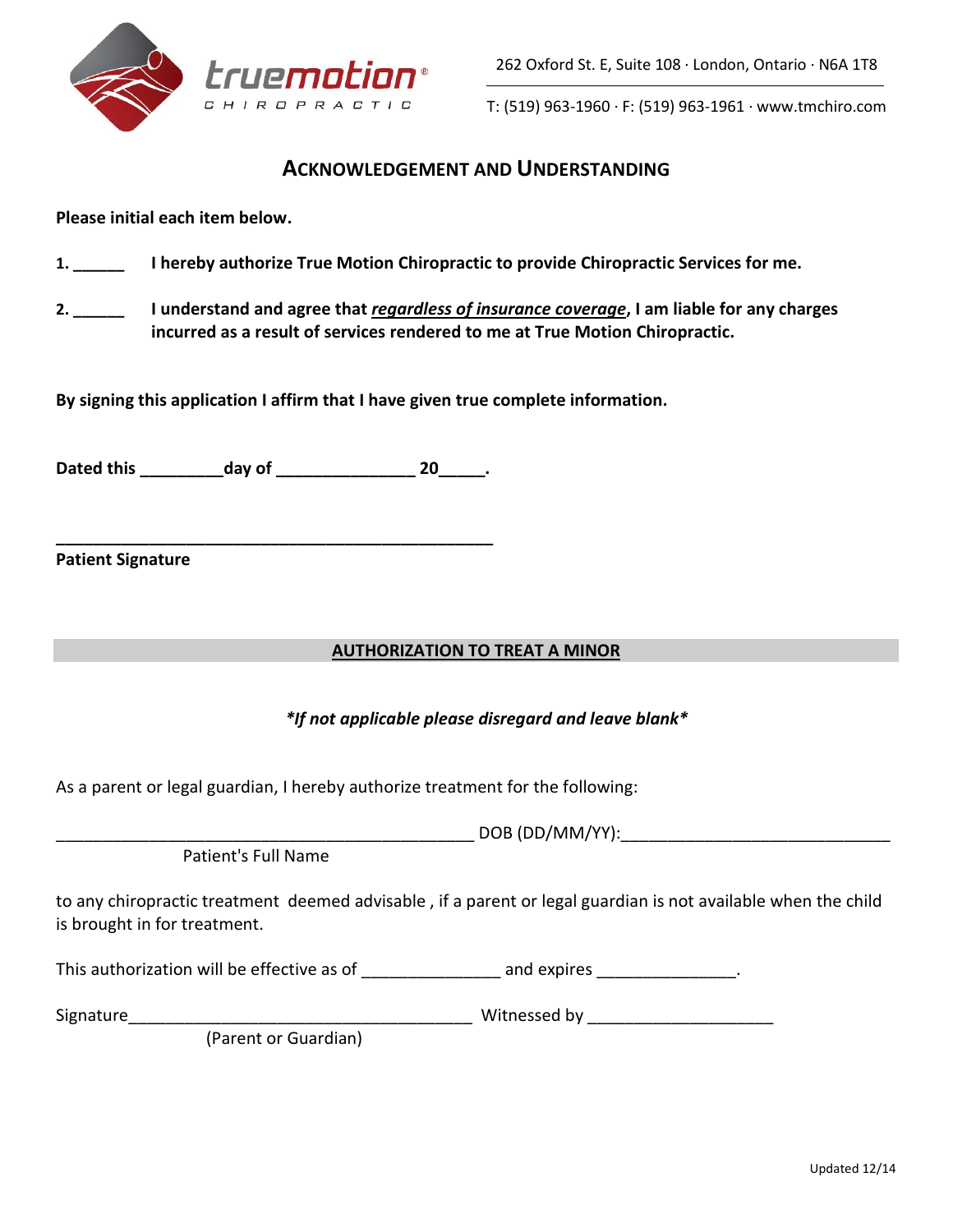truemotion® CHIROPRACTIC

262 Oxford St. E, Suite 108 · London, Ontario · N6A 1T8

T: (519) 963-1960 · F: (519) 963-1961 · www.tmchiro.com

## ACKNOWLEDGEMENT AND UNDERSTANDING

**Please initial each item below.**

**1. ______ I hereby authorize True Motion Chiropractic to provide Chiropractic Services for me.**

**2. ______ I understand and agree that *regardless of insurance coverage*, I am liable for any charges incurred as a result of services rendered to me at True Motion Chiropractic.**

**By signing this application I affirm that I have given true complete information.**

**Dated this _________day of _______________ 20_____.**

**_________________________________________________**

**Patient Signature**

## AUTHORIZATION TO TREAT A MINOR

***If not applicable please disregard and leave blank***

As a parent or legal guardian, I hereby authorize treatment for the following:

_______________________________________________ DOB (DD/MM/YY):_____________________________

Patient's Full Name

to any chiropractic treatment deemed advisable , if a parent or legal guardian is not available when the child is brought in for treatment.

This authorization will be effective as of _______________ and expires _______________.

Signature______________________________________ Witnessed by ____________________

(Parent or Guardian)

Updated 12/14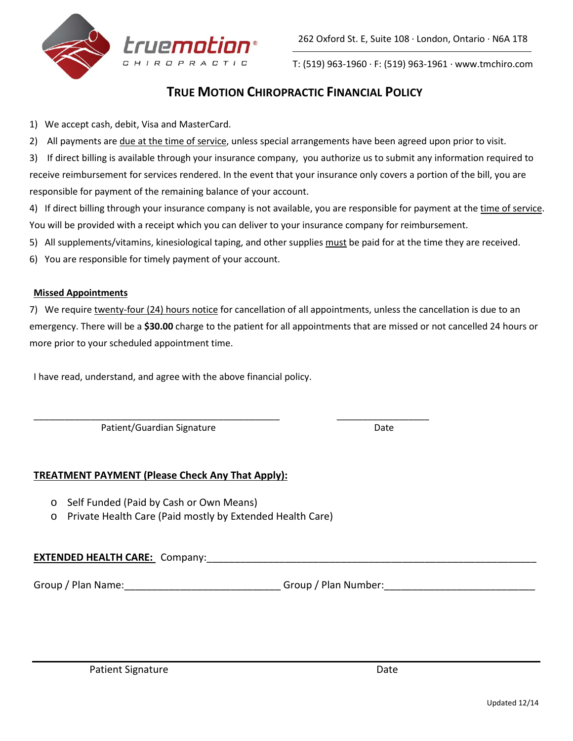truemotion® CHIROPRACTIC

262 Oxford St. E, Suite 108 · London, Ontario · N6A 1T8

T: (519) 963-1960 · F: (519) 963-1961 · www.tmchiro.com

# TRUE MOTION CHIROPRACTIC FINANCIAL POLICY

1) We accept cash, debit, Visa and MasterCard.
2) All payments are <u>due at the time of service</u>, unless special arrangements have been agreed upon prior to visit.
3) If direct billing is available through your insurance company, you authorize us to submit any information required to receive reimbursement for services rendered. In the event that your insurance only covers a portion of the bill, you are responsible for payment of the remaining balance of your account.
4) If direct billing through your insurance company is not available, you are responsible for payment at the <u>time of service</u>. You will be provided with a receipt which you can deliver to your insurance company for reimbursement.
5) All supplements/vitamins, kinesiological taping, and other supplies <u>must</u> be paid for at the time they are received.
6) You are responsible for timely payment of your account.

**<u>Missed Appointments</u>**

7) We require <u>twenty-four (24) hours notice</u> for cancellation of all appointments, unless the cancellation is due to an emergency. There will be a **$30.00** charge to the patient for all appointments that are missed or not cancelled 24 hours or more prior to your scheduled appointment time.

I have read, understand, and agree with the above financial policy.

_________________________________________________ __________________

Patient/Guardian Signature Date

**<u>TREATMENT PAYMENT (Please Check Any That Apply):</u>**

- o Self Funded (Paid by Cash or Own Means)
- o Private Health Care (Paid mostly by Extended Health Care)

**<u>EXTENDED HEALTH CARE:</u>** Company:_____________________________________________________________

Group / Plan Name:___________________________ Group / Plan Number:__________________________

Patient Signature Date

Updated 12/14